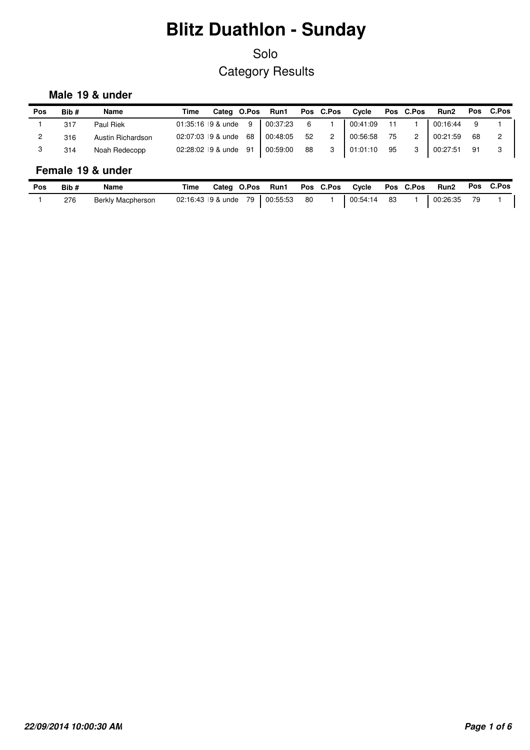# Blitz Duathlon - Sunday

Solo

Category Results

### Male 19 & under

| Pos | Bib # | Name | Time | Categ | O.Pos | Run1 | Pos | C.Pos | Cycle | Pos | C.Pos | Run2 | Pos | C.Pos |
|---|---|---|---|---|---|---|---|---|---|---|---|---|---|---|
| 1 | 317 | Paul Riek | 01:35:16 | 19 & unde | 9 | 00:37:23 | 6 | 1 | 00:41:09 | 11 | 1 | 00:16:44 | 9 | 1 |
| 2 | 316 | Austin Richardson | 02:07:03 | 19 & unde | 68 | 00:48:05 | 52 | 2 | 00:56:58 | 75 | 2 | 00:21:59 | 68 | 2 |
| 3 | 314 | Noah Redecopp | 02:28:02 | 19 & unde | 91 | 00:59:00 | 88 | 3 | 01:01:10 | 95 | 3 | 00:27:51 | 91 | 3 |

### Female 19 & under

| Pos | Bib # | Name | Time | Categ | O.Pos | Run1 | Pos | C.Pos | Cycle | Pos | C.Pos | Run2 | Pos | C.Pos |
|---|---|---|---|---|---|---|---|---|---|---|---|---|---|---|
| 1 | 276 | Berkly Macpherson | 02:16:43 | 19 & unde | 79 | 00:55:53 | 80 | 1 | 00:54:14 | 83 | 1 | 00:26:35 | 79 | 1 |

*22/09/2014 10:00:30 AM*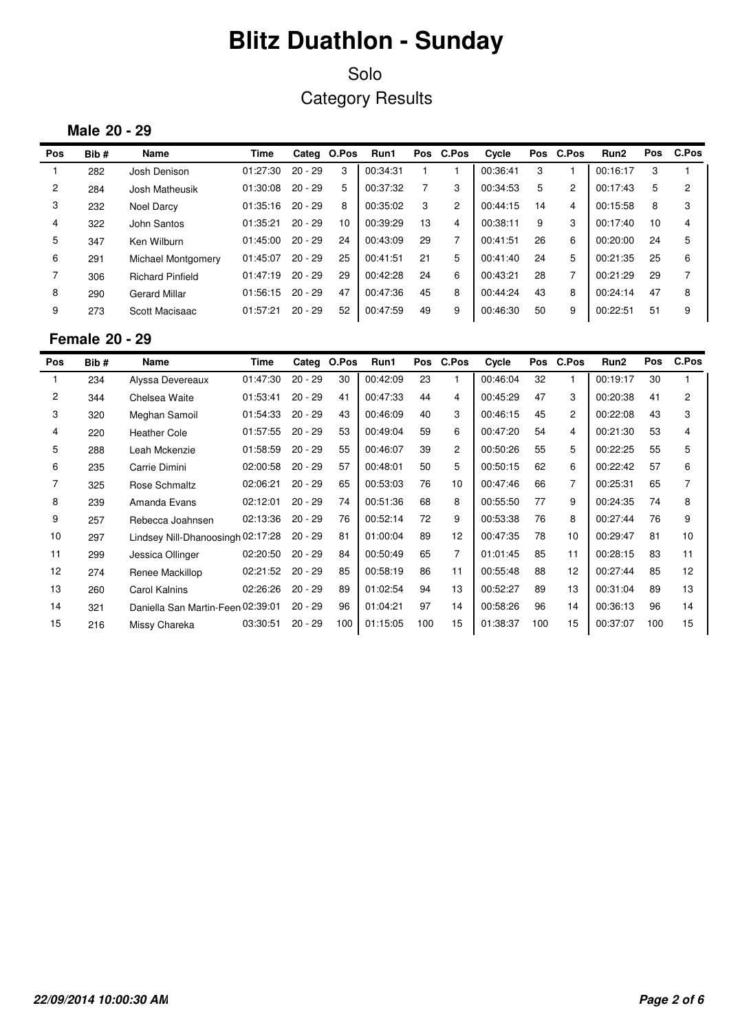# Blitz Duathlon - Sunday

Solo

Category Results

### Male 20 - 29

| Pos | Bib # | Name | Time | Categ | O.Pos | Run1 | Pos | C.Pos | Cycle | Pos | C.Pos | Run2 | Pos | C.Pos |
|---|---|---|---|---|---|---|---|---|---|---|---|---|---|---|
| 1 | 282 | Josh Denison | 01:27:30 | 20 - 29 | 3 | 00:34:31 | 1 | 1 | 00:36:41 | 3 | 1 | 00:16:17 | 3 | 1 |
| 2 | 284 | Josh Matheusik | 01:30:08 | 20 - 29 | 5 | 00:37:32 | 7 | 3 | 00:34:53 | 5 | 2 | 00:17:43 | 5 | 2 |
| 3 | 232 | Noel Darcy | 01:35:16 | 20 - 29 | 8 | 00:35:02 | 3 | 2 | 00:44:15 | 14 | 4 | 00:15:58 | 8 | 3 |
| 4 | 322 | John Santos | 01:35:21 | 20 - 29 | 10 | 00:39:29 | 13 | 4 | 00:38:11 | 9 | 3 | 00:17:40 | 10 | 4 |
| 5 | 347 | Ken Wilburn | 01:45:00 | 20 - 29 | 24 | 00:43:09 | 29 | 7 | 00:41:51 | 26 | 6 | 00:20:00 | 24 | 5 |
| 6 | 291 | Michael Montgomery | 01:45:07 | 20 - 29 | 25 | 00:41:51 | 21 | 5 | 00:41:40 | 24 | 5 | 00:21:35 | 25 | 6 |
| 7 | 306 | Richard Pinfield | 01:47:19 | 20 - 29 | 29 | 00:42:28 | 24 | 6 | 00:43:21 | 28 | 7 | 00:21:29 | 29 | 7 |
| 8 | 290 | Gerard Millar | 01:56:15 | 20 - 29 | 47 | 00:47:36 | 45 | 8 | 00:44:24 | 43 | 8 | 00:24:14 | 47 | 8 |
| 9 | 273 | Scott Macisaac | 01:57:21 | 20 - 29 | 52 | 00:47:59 | 49 | 9 | 00:46:30 | 50 | 9 | 00:22:51 | 51 | 9 |

### Female 20 - 29

| Pos | Bib # | Name | Time | Categ | O.Pos | Run1 | Pos | C.Pos | Cycle | Pos | C.Pos | Run2 | Pos | C.Pos |
|---|---|---|---|---|---|---|---|---|---|---|---|---|---|---|
| 1 | 234 | Alyssa Devereaux | 01:47:30 | 20 - 29 | 30 | 00:42:09 | 23 | 1 | 00:46:04 | 32 | 1 | 00:19:17 | 30 | 1 |
| 2 | 344 | Chelsea Waite | 01:53:41 | 20 - 29 | 41 | 00:47:33 | 44 | 4 | 00:45:29 | 47 | 3 | 00:20:38 | 41 | 2 |
| 3 | 320 | Meghan Samoil | 01:54:33 | 20 - 29 | 43 | 00:46:09 | 40 | 3 | 00:46:15 | 45 | 2 | 00:22:08 | 43 | 3 |
| 4 | 220 | Heather Cole | 01:57:55 | 20 - 29 | 53 | 00:49:04 | 59 | 6 | 00:47:20 | 54 | 4 | 00:21:30 | 53 | 4 |
| 5 | 288 | Leah Mckenzie | 01:58:59 | 20 - 29 | 55 | 00:46:07 | 39 | 2 | 00:50:26 | 55 | 5 | 00:22:25 | 55 | 5 |
| 6 | 235 | Carrie Dimini | 02:00:58 | 20 - 29 | 57 | 00:48:01 | 50 | 5 | 00:50:15 | 62 | 6 | 00:22:42 | 57 | 6 |
| 7 | 325 | Rose Schmaltz | 02:06:21 | 20 - 29 | 65 | 00:53:03 | 76 | 10 | 00:47:46 | 66 | 7 | 00:25:31 | 65 | 7 |
| 8 | 239 | Amanda Evans | 02:12:01 | 20 - 29 | 74 | 00:51:36 | 68 | 8 | 00:55:50 | 77 | 9 | 00:24:35 | 74 | 8 |
| 9 | 257 | Rebecca Joahnsen | 02:13:36 | 20 - 29 | 76 | 00:52:14 | 72 | 9 | 00:53:38 | 76 | 8 | 00:27:44 | 76 | 9 |
| 10 | 297 | Lindsey Nill-Dhanoosingh | 02:17:28 | 20 - 29 | 81 | 01:00:04 | 89 | 12 | 00:47:35 | 78 | 10 | 00:29:47 | 81 | 10 |
| 11 | 299 | Jessica Ollinger | 02:20:50 | 20 - 29 | 84 | 00:50:49 | 65 | 7 | 01:01:45 | 85 | 11 | 00:28:15 | 83 | 11 |
| 12 | 274 | Renee Mackillop | 02:21:52 | 20 - 29 | 85 | 00:58:19 | 86 | 11 | 00:55:48 | 88 | 12 | 00:27:44 | 85 | 12 |
| 13 | 260 | Carol Kalnins | 02:26:26 | 20 - 29 | 89 | 01:02:54 | 94 | 13 | 00:52:27 | 89 | 13 | 00:31:04 | 89 | 13 |
| 14 | 321 | Daniella San Martin-Feen | 02:39:01 | 20 - 29 | 96 | 01:04:21 | 97 | 14 | 00:58:26 | 96 | 14 | 00:36:13 | 96 | 14 |
| 15 | 216 | Missy Chareka | 03:30:51 | 20 - 29 | 100 | 01:15:05 | 100 | 15 | 01:38:37 | 100 | 15 | 00:37:07 | 100 | 15 |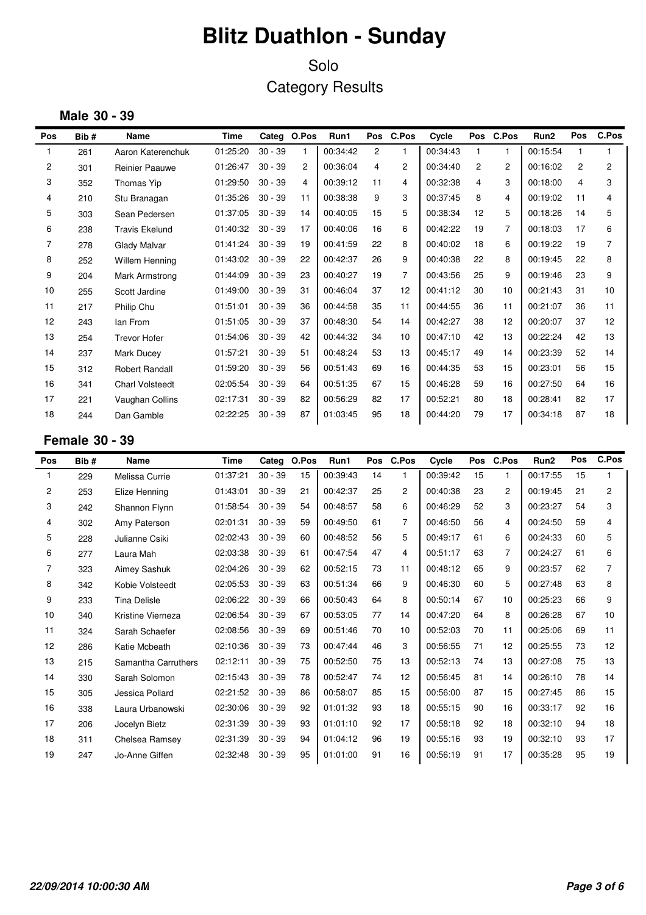# Blitz Duathlon - Sunday

Solo

Category Results

### Male 30 - 39

| Pos | Bib # | Name | Time | Categ | O.Pos | Run1 | Pos | C.Pos | Cycle | Pos | C.Pos | Run2 | Pos | C.Pos |
|---|---|---|---|---|---|---|---|---|---|---|---|---|---|---|
| 1 | 261 | Aaron Katerenchuk | 01:25:20 | 30 - 39 | 1 | 00:34:42 | 2 | 1 | 00:34:43 | 1 | 1 | 00:15:54 | 1 | 1 |
| 2 | 301 | Reinier Paauwe | 01:26:47 | 30 - 39 | 2 | 00:36:04 | 4 | 2 | 00:34:40 | 2 | 2 | 00:16:02 | 2 | 2 |
| 3 | 352 | Thomas Yip | 01:29:50 | 30 - 39 | 4 | 00:39:12 | 11 | 4 | 00:32:38 | 4 | 3 | 00:18:00 | 4 | 3 |
| 4 | 210 | Stu Branagan | 01:35:26 | 30 - 39 | 11 | 00:38:38 | 9 | 3 | 00:37:45 | 8 | 4 | 00:19:02 | 11 | 4 |
| 5 | 303 | Sean Pedersen | 01:37:05 | 30 - 39 | 14 | 00:40:05 | 15 | 5 | 00:38:34 | 12 | 5 | 00:18:26 | 14 | 5 |
| 6 | 238 | Travis Ekelund | 01:40:32 | 30 - 39 | 17 | 00:40:06 | 16 | 6 | 00:42:22 | 19 | 7 | 00:18:03 | 17 | 6 |
| 7 | 278 | Glady Malvar | 01:41:24 | 30 - 39 | 19 | 00:41:59 | 22 | 8 | 00:40:02 | 18 | 6 | 00:19:22 | 19 | 7 |
| 8 | 252 | Willem Henning | 01:43:02 | 30 - 39 | 22 | 00:42:37 | 26 | 9 | 00:40:38 | 22 | 8 | 00:19:45 | 22 | 8 |
| 9 | 204 | Mark Armstrong | 01:44:09 | 30 - 39 | 23 | 00:40:27 | 19 | 7 | 00:43:56 | 25 | 9 | 00:19:46 | 23 | 9 |
| 10 | 255 | Scott Jardine | 01:49:00 | 30 - 39 | 31 | 00:46:04 | 37 | 12 | 00:41:12 | 30 | 10 | 00:21:43 | 31 | 10 |
| 11 | 217 | Philip Chu | 01:51:01 | 30 - 39 | 36 | 00:44:58 | 35 | 11 | 00:44:55 | 36 | 11 | 00:21:07 | 36 | 11 |
| 12 | 243 | Ian From | 01:51:05 | 30 - 39 | 37 | 00:48:30 | 54 | 14 | 00:42:27 | 38 | 12 | 00:20:07 | 37 | 12 |
| 13 | 254 | Trevor Hofer | 01:54:06 | 30 - 39 | 42 | 00:44:32 | 34 | 10 | 00:47:10 | 42 | 13 | 00:22:24 | 42 | 13 |
| 14 | 237 | Mark Ducey | 01:57:21 | 30 - 39 | 51 | 00:48:24 | 53 | 13 | 00:45:17 | 49 | 14 | 00:23:39 | 52 | 14 |
| 15 | 312 | Robert Randall | 01:59:20 | 30 - 39 | 56 | 00:51:43 | 69 | 16 | 00:44:35 | 53 | 15 | 00:23:01 | 56 | 15 |
| 16 | 341 | Charl Volsteedt | 02:05:54 | 30 - 39 | 64 | 00:51:35 | 67 | 15 | 00:46:28 | 59 | 16 | 00:27:50 | 64 | 16 |
| 17 | 221 | Vaughan Collins | 02:17:31 | 30 - 39 | 82 | 00:56:29 | 82 | 17 | 00:52:21 | 80 | 18 | 00:28:41 | 82 | 17 |
| 18 | 244 | Dan Gamble | 02:22:25 | 30 - 39 | 87 | 01:03:45 | 95 | 18 | 00:44:20 | 79 | 17 | 00:34:18 | 87 | 18 |

### Female 30 - 39

| Pos | Bib # | Name | Time | Categ | O.Pos | Run1 | Pos | C.Pos | Cycle | Pos | C.Pos | Run2 | Pos | C.Pos |
|---|---|---|---|---|---|---|---|---|---|---|---|---|---|---|
| 1 | 229 | Melissa Currie | 01:37:21 | 30 - 39 | 15 | 00:39:43 | 14 | 1 | 00:39:42 | 15 | 1 | 00:17:55 | 15 | 1 |
| 2 | 253 | Elize Henning | 01:43:01 | 30 - 39 | 21 | 00:42:37 | 25 | 2 | 00:40:38 | 23 | 2 | 00:19:45 | 21 | 2 |
| 3 | 242 | Shannon Flynn | 01:58:54 | 30 - 39 | 54 | 00:48:57 | 58 | 6 | 00:46:29 | 52 | 3 | 00:23:27 | 54 | 3 |
| 4 | 302 | Amy Paterson | 02:01:31 | 30 - 39 | 59 | 00:49:50 | 61 | 7 | 00:46:50 | 56 | 4 | 00:24:50 | 59 | 4 |
| 5 | 228 | Julianne Csiki | 02:02:43 | 30 - 39 | 60 | 00:48:52 | 56 | 5 | 00:49:17 | 61 | 6 | 00:24:33 | 60 | 5 |
| 6 | 277 | Laura Mah | 02:03:38 | 30 - 39 | 61 | 00:47:54 | 47 | 4 | 00:51:17 | 63 | 7 | 00:24:27 | 61 | 6 |
| 7 | 323 | Aimey Sashuk | 02:04:26 | 30 - 39 | 62 | 00:52:15 | 73 | 11 | 00:48:12 | 65 | 9 | 00:23:57 | 62 | 7 |
| 8 | 342 | Kobie Volsteedt | 02:05:53 | 30 - 39 | 63 | 00:51:34 | 66 | 9 | 00:46:30 | 60 | 5 | 00:27:48 | 63 | 8 |
| 9 | 233 | Tina Delisle | 02:06:22 | 30 - 39 | 66 | 00:50:43 | 64 | 8 | 00:50:14 | 67 | 10 | 00:25:23 | 66 | 9 |
| 10 | 340 | Kristine Vierneza | 02:06:54 | 30 - 39 | 67 | 00:53:05 | 77 | 14 | 00:47:20 | 64 | 8 | 00:26:28 | 67 | 10 |
| 11 | 324 | Sarah Schaefer | 02:08:56 | 30 - 39 | 69 | 00:51:46 | 70 | 10 | 00:52:03 | 70 | 11 | 00:25:06 | 69 | 11 |
| 12 | 286 | Katie Mcbeath | 02:10:36 | 30 - 39 | 73 | 00:47:44 | 46 | 3 | 00:56:55 | 71 | 12 | 00:25:55 | 73 | 12 |
| 13 | 215 | Samantha Carruthers | 02:12:11 | 30 - 39 | 75 | 00:52:50 | 75 | 13 | 00:52:13 | 74 | 13 | 00:27:08 | 75 | 13 |
| 14 | 330 | Sarah Solomon | 02:15:43 | 30 - 39 | 78 | 00:52:47 | 74 | 12 | 00:56:45 | 81 | 14 | 00:26:10 | 78 | 14 |
| 15 | 305 | Jessica Pollard | 02:21:52 | 30 - 39 | 86 | 00:58:07 | 85 | 15 | 00:56:00 | 87 | 15 | 00:27:45 | 86 | 15 |
| 16 | 338 | Laura Urbanowski | 02:30:06 | 30 - 39 | 92 | 01:01:32 | 93 | 18 | 00:55:15 | 90 | 16 | 00:33:17 | 92 | 16 |
| 17 | 206 | Jocelyn Bietz | 02:31:39 | 30 - 39 | 93 | 01:01:10 | 92 | 17 | 00:58:18 | 92 | 18 | 00:32:10 | 94 | 18 |
| 18 | 311 | Chelsea Ramsey | 02:31:39 | 30 - 39 | 94 | 01:04:12 | 96 | 19 | 00:55:16 | 93 | 19 | 00:32:10 | 93 | 17 |
| 19 | 247 | Jo-Anne Giffen | 02:32:48 | 30 - 39 | 95 | 01:01:00 | 91 | 16 | 00:56:19 | 91 | 17 | 00:35:28 | 95 | 19 |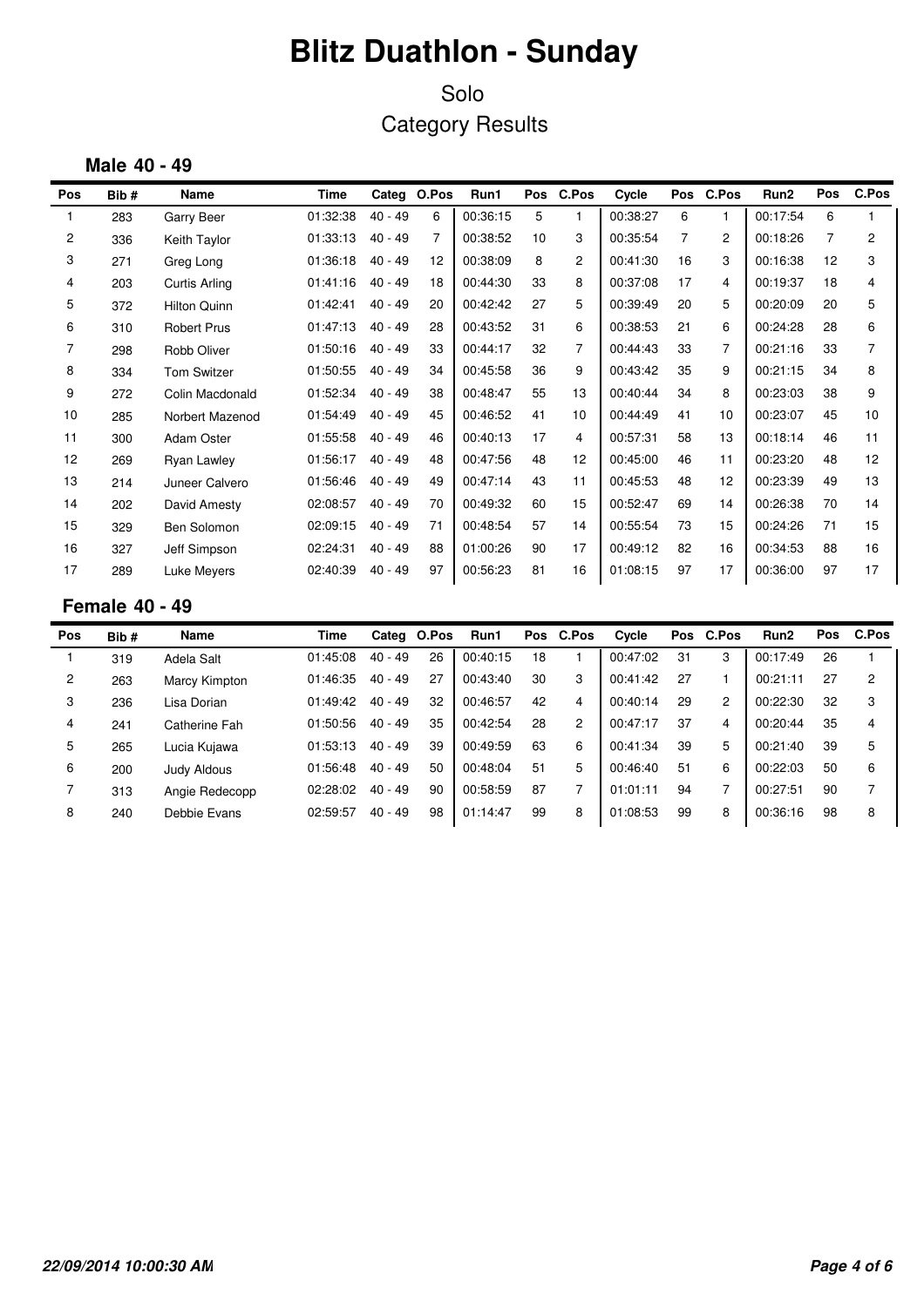# Blitz Duathlon - Sunday

Solo

Category Results

### Male 40 - 49

| Pos | Bib # | Name | Time | Categ | O.Pos | Run1 | Pos | C.Pos | Cycle | Pos | C.Pos | Run2 | Pos | C.Pos |
|---|---|---|---|---|---|---|---|---|---|---|---|---|---|---|
| 1 | 283 | Garry Beer | 01:32:38 | 40 - 49 | 6 | 00:36:15 | 5 | 1 | 00:38:27 | 6 | 1 | 00:17:54 | 6 | 1 |
| 2 | 336 | Keith Taylor | 01:33:13 | 40 - 49 | 7 | 00:38:52 | 10 | 3 | 00:35:54 | 7 | 2 | 00:18:26 | 7 | 2 |
| 3 | 271 | Greg Long | 01:36:18 | 40 - 49 | 12 | 00:38:09 | 8 | 2 | 00:41:30 | 16 | 3 | 00:16:38 | 12 | 3 |
| 4 | 203 | Curtis Arling | 01:41:16 | 40 - 49 | 18 | 00:44:30 | 33 | 8 | 00:37:08 | 17 | 4 | 00:19:37 | 18 | 4 |
| 5 | 372 | Hilton Quinn | 01:42:41 | 40 - 49 | 20 | 00:42:42 | 27 | 5 | 00:39:49 | 20 | 5 | 00:20:09 | 20 | 5 |
| 6 | 310 | Robert Prus | 01:47:13 | 40 - 49 | 28 | 00:43:52 | 31 | 6 | 00:38:53 | 21 | 6 | 00:24:28 | 28 | 6 |
| 7 | 298 | Robb Oliver | 01:50:16 | 40 - 49 | 33 | 00:44:17 | 32 | 7 | 00:44:43 | 33 | 7 | 00:21:16 | 33 | 7 |
| 8 | 334 | Tom Switzer | 01:50:55 | 40 - 49 | 34 | 00:45:58 | 36 | 9 | 00:43:42 | 35 | 9 | 00:21:15 | 34 | 8 |
| 9 | 272 | Colin Macdonald | 01:52:34 | 40 - 49 | 38 | 00:48:47 | 55 | 13 | 00:40:44 | 34 | 8 | 00:23:03 | 38 | 9 |
| 10 | 285 | Norbert Mazenod | 01:54:49 | 40 - 49 | 45 | 00:46:52 | 41 | 10 | 00:44:49 | 41 | 10 | 00:23:07 | 45 | 10 |
| 11 | 300 | Adam Oster | 01:55:58 | 40 - 49 | 46 | 00:40:13 | 17 | 4 | 00:57:31 | 58 | 13 | 00:18:14 | 46 | 11 |
| 12 | 269 | Ryan Lawley | 01:56:17 | 40 - 49 | 48 | 00:47:56 | 48 | 12 | 00:45:00 | 46 | 11 | 00:23:20 | 48 | 12 |
| 13 | 214 | Juneer Calvero | 01:56:46 | 40 - 49 | 49 | 00:47:14 | 43 | 11 | 00:45:53 | 48 | 12 | 00:23:39 | 49 | 13 |
| 14 | 202 | David Amesty | 02:08:57 | 40 - 49 | 70 | 00:49:32 | 60 | 15 | 00:52:47 | 69 | 14 | 00:26:38 | 70 | 14 |
| 15 | 329 | Ben Solomon | 02:09:15 | 40 - 49 | 71 | 00:48:54 | 57 | 14 | 00:55:54 | 73 | 15 | 00:24:26 | 71 | 15 |
| 16 | 327 | Jeff Simpson | 02:24:31 | 40 - 49 | 88 | 01:00:26 | 90 | 17 | 00:49:12 | 82 | 16 | 00:34:53 | 88 | 16 |
| 17 | 289 | Luke Meyers | 02:40:39 | 40 - 49 | 97 | 00:56:23 | 81 | 16 | 01:08:15 | 97 | 17 | 00:36:00 | 97 | 17 |

### Female 40 - 49

| Pos | Bib # | Name | Time | Categ | O.Pos | Run1 | Pos | C.Pos | Cycle | Pos | C.Pos | Run2 | Pos | C.Pos |
|---|---|---|---|---|---|---|---|---|---|---|---|---|---|---|
| 1 | 319 | Adela Salt | 01:45:08 | 40 - 49 | 26 | 00:40:15 | 18 | 1 | 00:47:02 | 31 | 3 | 00:17:49 | 26 | 1 |
| 2 | 263 | Marcy Kimpton | 01:46:35 | 40 - 49 | 27 | 00:43:40 | 30 | 3 | 00:41:42 | 27 | 1 | 00:21:11 | 27 | 2 |
| 3 | 236 | Lisa Dorian | 01:49:42 | 40 - 49 | 32 | 00:46:57 | 42 | 4 | 00:40:14 | 29 | 2 | 00:22:30 | 32 | 3 |
| 4 | 241 | Catherine Fah | 01:50:56 | 40 - 49 | 35 | 00:42:54 | 28 | 2 | 00:47:17 | 37 | 4 | 00:20:44 | 35 | 4 |
| 5 | 265 | Lucia Kujawa | 01:53:13 | 40 - 49 | 39 | 00:49:59 | 63 | 6 | 00:41:34 | 39 | 5 | 00:21:40 | 39 | 5 |
| 6 | 200 | Judy Aldous | 01:56:48 | 40 - 49 | 50 | 00:48:04 | 51 | 5 | 00:46:40 | 51 | 6 | 00:22:03 | 50 | 6 |
| 7 | 313 | Angie Redecopp | 02:28:02 | 40 - 49 | 90 | 00:58:59 | 87 | 7 | 01:01:11 | 94 | 7 | 00:27:51 | 90 | 7 |
| 8 | 240 | Debbie Evans | 02:59:57 | 40 - 49 | 98 | 01:14:47 | 99 | 8 | 01:08:53 | 99 | 8 | 00:36:16 | 98 | 8 |

*22/09/2014 10:00:30 AM*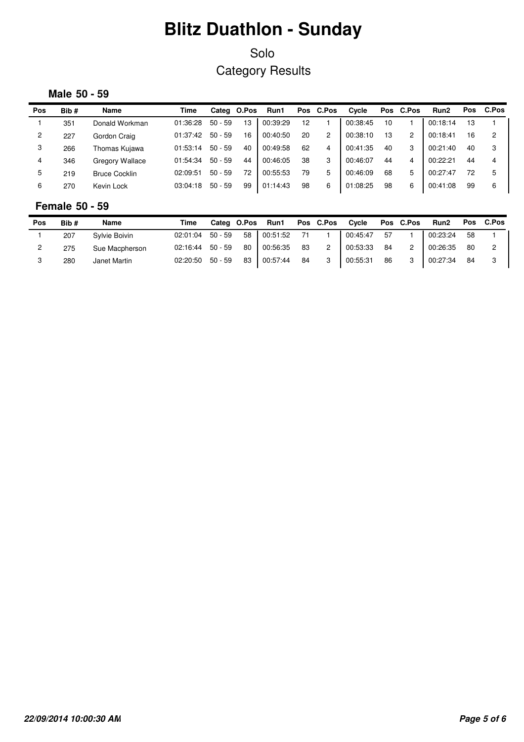# Blitz Duathlon - Sunday

## Solo

## Category Results

### Male 50 - 59

| Pos | Bib # | Name | Time | Categ | O.Pos | Run1 | Pos | C.Pos | Cycle | Pos | C.Pos | Run2 | Pos | C.Pos |
|---|---|---|---|---|---|---|---|---|---|---|---|---|---|---|
| 1 | 351 | Donald Workman | 01:36:28 | 50 - 59 | 13 | 00:39:29 | 12 | 1 | 00:38:45 | 10 | 1 | 00:18:14 | 13 | 1 |
| 2 | 227 | Gordon Craig | 01:37:42 | 50 - 59 | 16 | 00:40:50 | 20 | 2 | 00:38:10 | 13 | 2 | 00:18:41 | 16 | 2 |
| 3 | 266 | Thomas Kujawa | 01:53:14 | 50 - 59 | 40 | 00:49:58 | 62 | 4 | 00:41:35 | 40 | 3 | 00:21:40 | 40 | 3 |
| 4 | 346 | Gregory Wallace | 01:54:34 | 50 - 59 | 44 | 00:46:05 | 38 | 3 | 00:46:07 | 44 | 4 | 00:22:21 | 44 | 4 |
| 5 | 219 | Bruce Cocklin | 02:09:51 | 50 - 59 | 72 | 00:55:53 | 79 | 5 | 00:46:09 | 68 | 5 | 00:27:47 | 72 | 5 |
| 6 | 270 | Kevin Lock | 03:04:18 | 50 - 59 | 99 | 01:14:43 | 98 | 6 | 01:08:25 | 98 | 6 | 00:41:08 | 99 | 6 |

### Female 50 - 59

| Pos | Bib # | Name | Time | Categ | O.Pos | Run1 | Pos | C.Pos | Cycle | Pos | C.Pos | Run2 | Pos | C.Pos |
|---|---|---|---|---|---|---|---|---|---|---|---|---|---|---|
| 1 | 207 | Sylvie Boivin | 02:01:04 | 50 - 59 | 58 | 00:51:52 | 71 | 1 | 00:45:47 | 57 | 1 | 00:23:24 | 58 | 1 |
| 2 | 275 | Sue Macpherson | 02:16:44 | 50 - 59 | 80 | 00:56:35 | 83 | 2 | 00:53:33 | 84 | 2 | 00:26:35 | 80 | 2 |
| 3 | 280 | Janet Martin | 02:20:50 | 50 - 59 | 83 | 00:57:44 | 84 | 3 | 00:55:31 | 86 | 3 | 00:27:34 | 84 | 3 |

*22/09/2014 10:00:30 AM*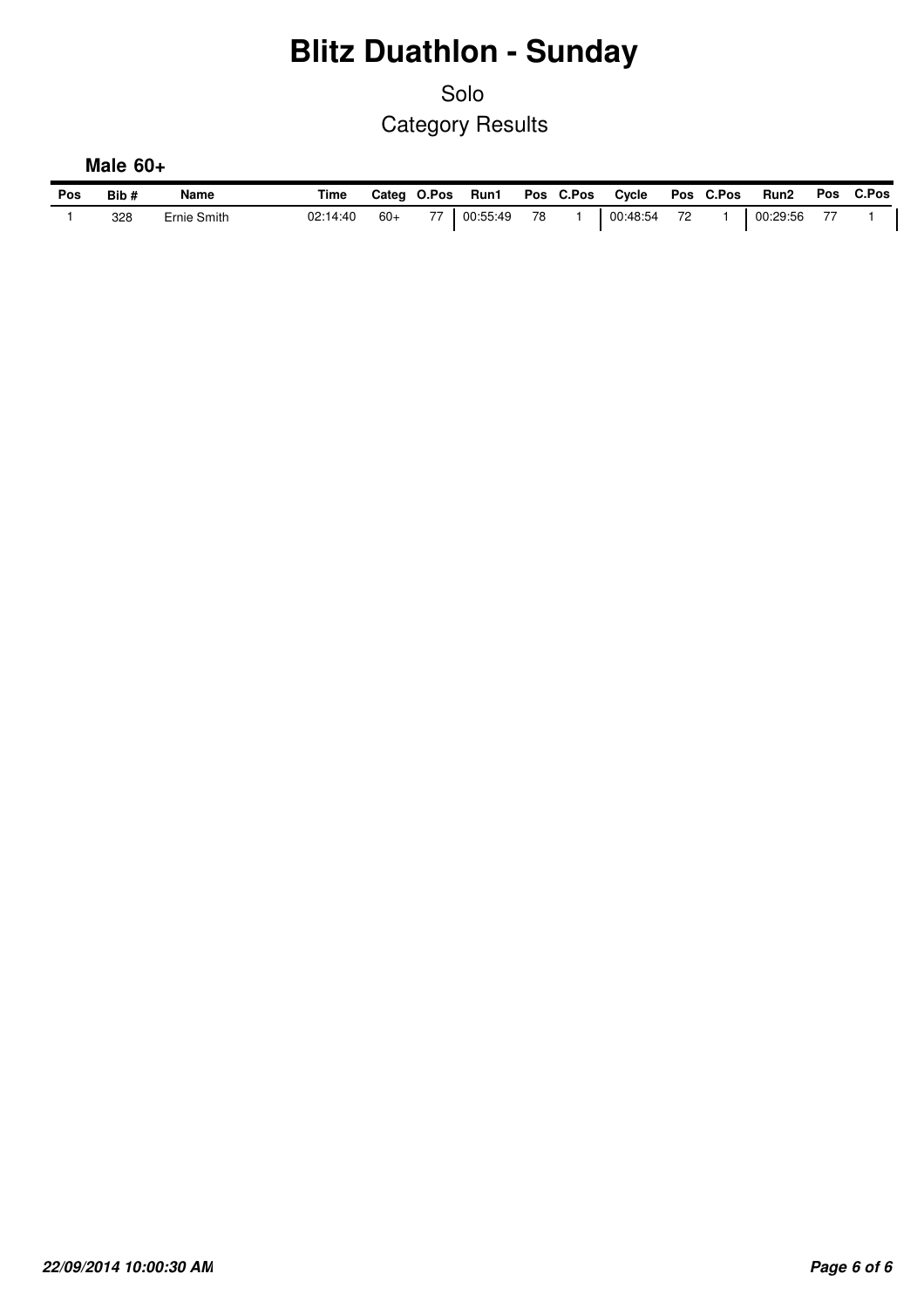# Blitz Duathlon - Sunday

Solo

Category Results

### Male 60+

| Pos | Bib # | Name | Time | Categ | O.Pos | Run1 | Pos | C.Pos | Cycle | Pos | C.Pos | Run2 | Pos | C.Pos |
|---|---|---|---|---|---|---|---|---|---|---|---|---|---|---|
| 1 | 328 | Ernie Smith | 02:14:40 | 60+ | 77 | 00:55:49 | 78 | 1 | 00:48:54 | 72 | 1 | 00:29:56 | 77 | 1 |

*22/09/2014 10:00:30 AM*